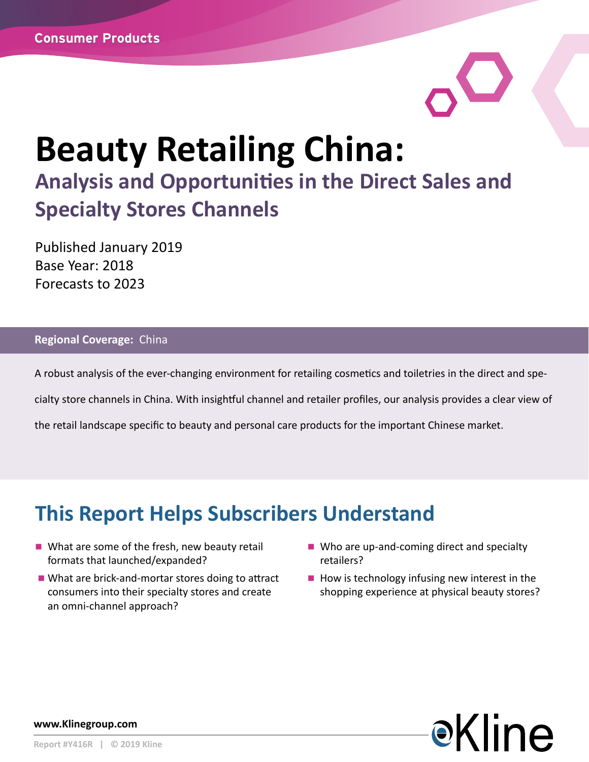Consumer Products

# Beauty Retailing China:

## Analysis and Opportunities in the Direct Sales and Specialty Stores Channels

Published January 2019
Base Year: 2018
Forecasts to 2023

**Regional Coverage:** China

A robust analysis of the ever-changing environment for retailing cosmetics and toiletries in the direct and specialty store channels in China. With insightful channel and retailer profiles, our analysis provides a clear view of the retail landscape specific to beauty and personal care products for the important Chinese market.

## This Report Helps Subscribers Understand

- What are some of the fresh, new beauty retail formats that launched/expanded?
- What are brick-and-mortar stores doing to attract consumers into their specialty stores and create an omni-channel approach?
- Who are up-and-coming direct and specialty retailers?
- How is technology infusing new interest in the shopping experience at physical beauty stores?

**www.Klinegroup.com**

Report #Y416R | © 2019 Kline

Kline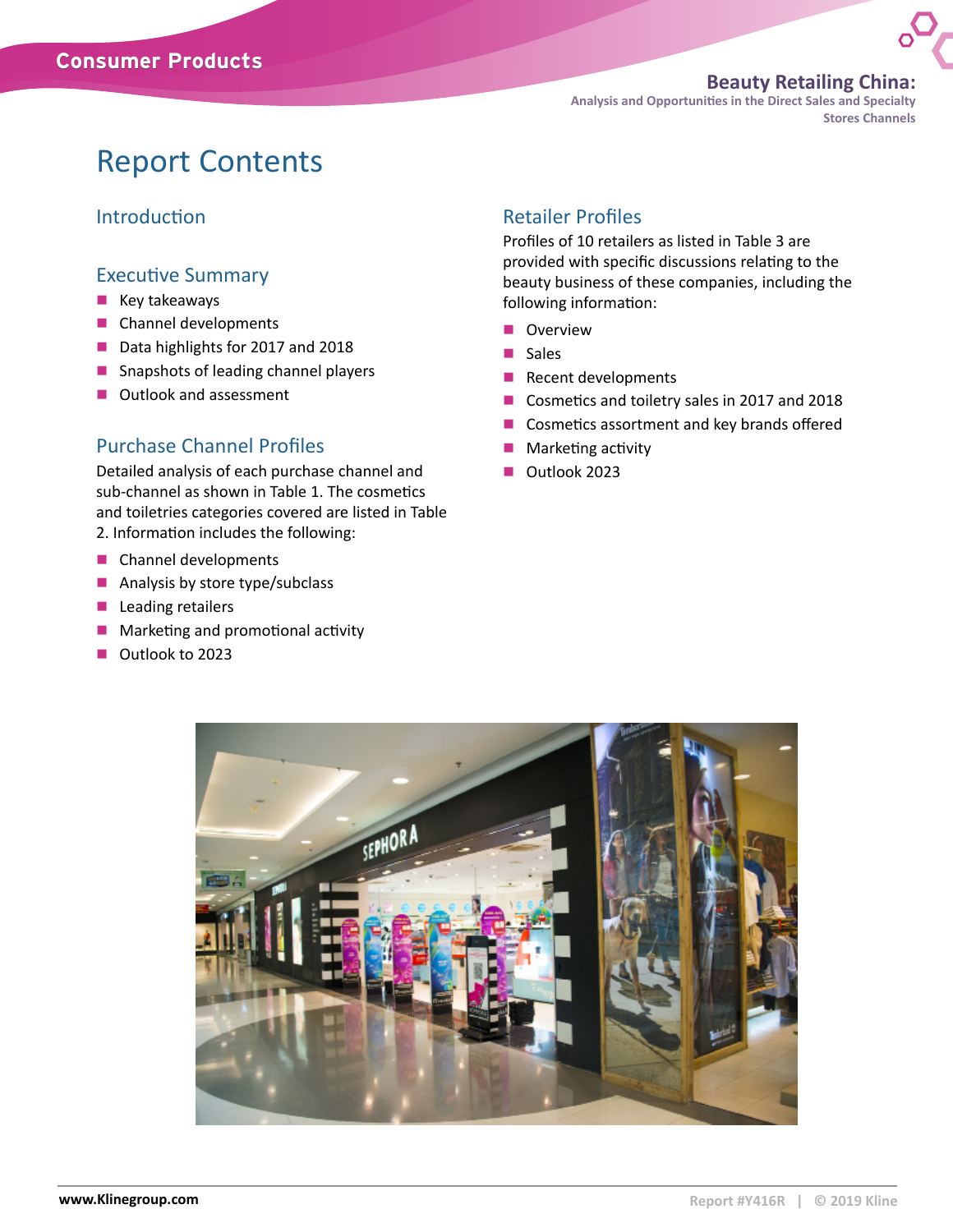# Report Contents

## Introduction

## Executive Summary

- Key takeaways
- Channel developments
- Data highlights for 2017 and 2018
- Snapshots of leading channel players
- Outlook and assessment

## Purchase Channel Profiles

Detailed analysis of each purchase channel and sub-channel as shown in Table 1. The cosmetics and toiletries categories covered are listed in Table 2. Information includes the following:

- Channel developments
- Analysis by store type/subclass
- Leading retailers
- Marketing and promotional activity
- Outlook to 2023

## Retailer Profiles

Profiles of 10 retailers as listed in Table 3 are provided with specific discussions relating to the beauty business of these companies, including the following information:

- Overview
- Sales
- Recent developments
- Cosmetics and toiletry sales in 2017 and 2018
- Cosmetics assortment and key brands offered
- Marketing activity
- Outlook 2023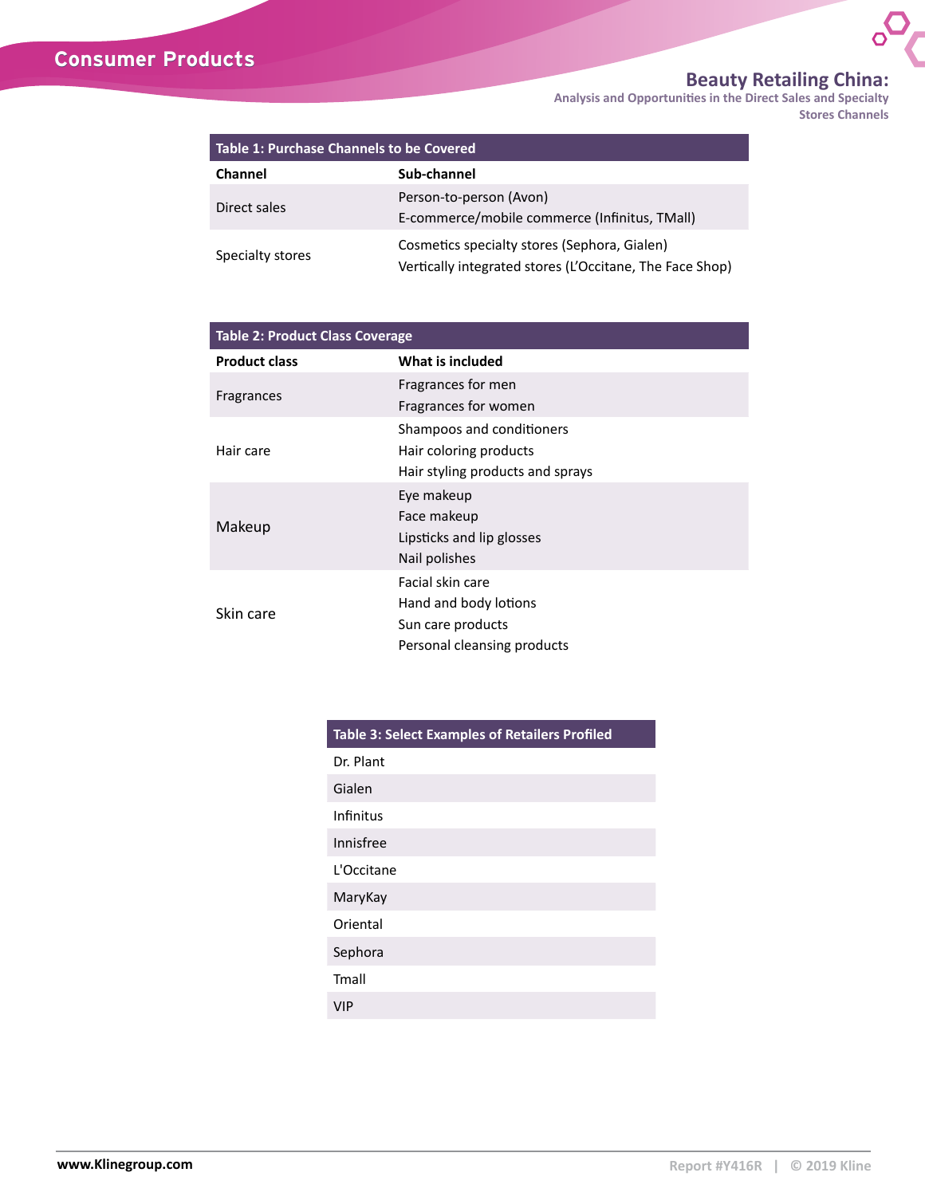**Table 1: Purchase Channels to be Covered**

| Channel | Sub-channel |
| --- | --- |
| Direct sales | Person-to-person (Avon)<br>E-commerce/mobile commerce (Infinitus, TMall) |
| Specialty stores | Cosmetics specialty stores (Sephora, Gialen)<br>Vertically integrated stores (L'Occitane, The Face Shop) |

**Table 2: Product Class Coverage**

| Product class | What is included |
| --- | --- |
| Fragrances | Fragrances for men<br>Fragrances for women |
| Hair care | Shampoos and conditioners<br>Hair coloring products<br>Hair styling products and sprays |
| Makeup | Eye makeup<br>Face makeup<br>Lipsticks and lip glosses<br>Nail polishes |
| Skin care | Facial skin care<br>Hand and body lotions<br>Sun care products<br>Personal cleansing products |

| Table 3: Select Examples of Retailers Profiled |
| --- |
| Dr. Plant |
| Gialen |
| Infinitus |
| Innisfree |
| L'Occitane |
| MaryKay |
| Oriental |
| Sephora |
| Tmall |
| VIP |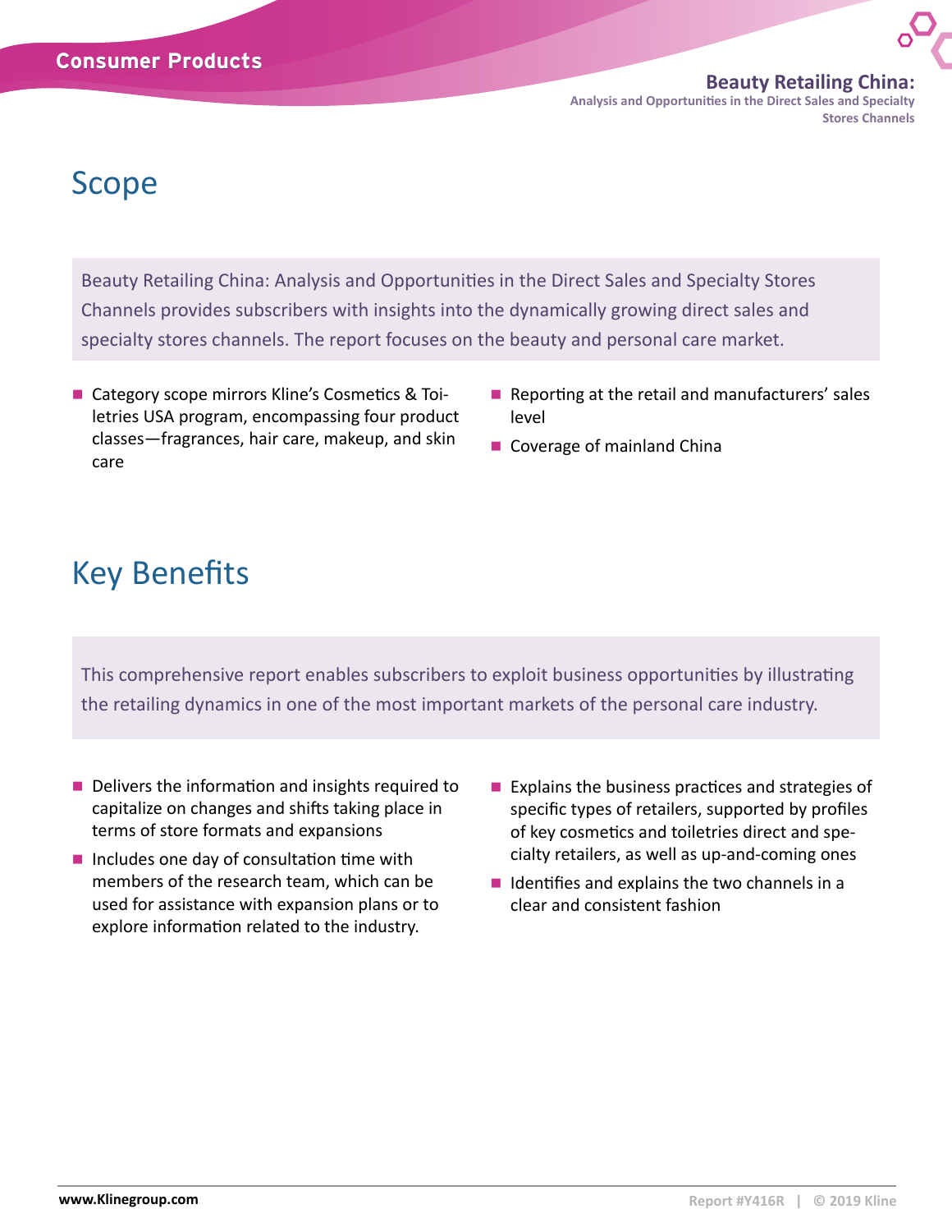## Scope

Beauty Retailing China: Analysis and Opportunities in the Direct Sales and Specialty Stores Channels provides subscribers with insights into the dynamically growing direct sales and specialty stores channels. The report focuses on the beauty and personal care market.

- Category scope mirrors Kline's Cosmetics & Toiletries USA program, encompassing four product classes—fragrances, hair care, makeup, and skin care
- Reporting at the retail and manufacturers' sales level
- Coverage of mainland China

## Key Benefits

This comprehensive report enables subscribers to exploit business opportunities by illustrating the retailing dynamics in one of the most important markets of the personal care industry.

- Delivers the information and insights required to capitalize on changes and shifts taking place in terms of store formats and expansions
- Includes one day of consultation time with members of the research team, which can be used for assistance with expansion plans or to explore information related to the industry.
- Explains the business practices and strategies of specific types of retailers, supported by profiles of key cosmetics and toiletries direct and specialty retailers, as well as up-and-coming ones
- Identifies and explains the two channels in a clear and consistent fashion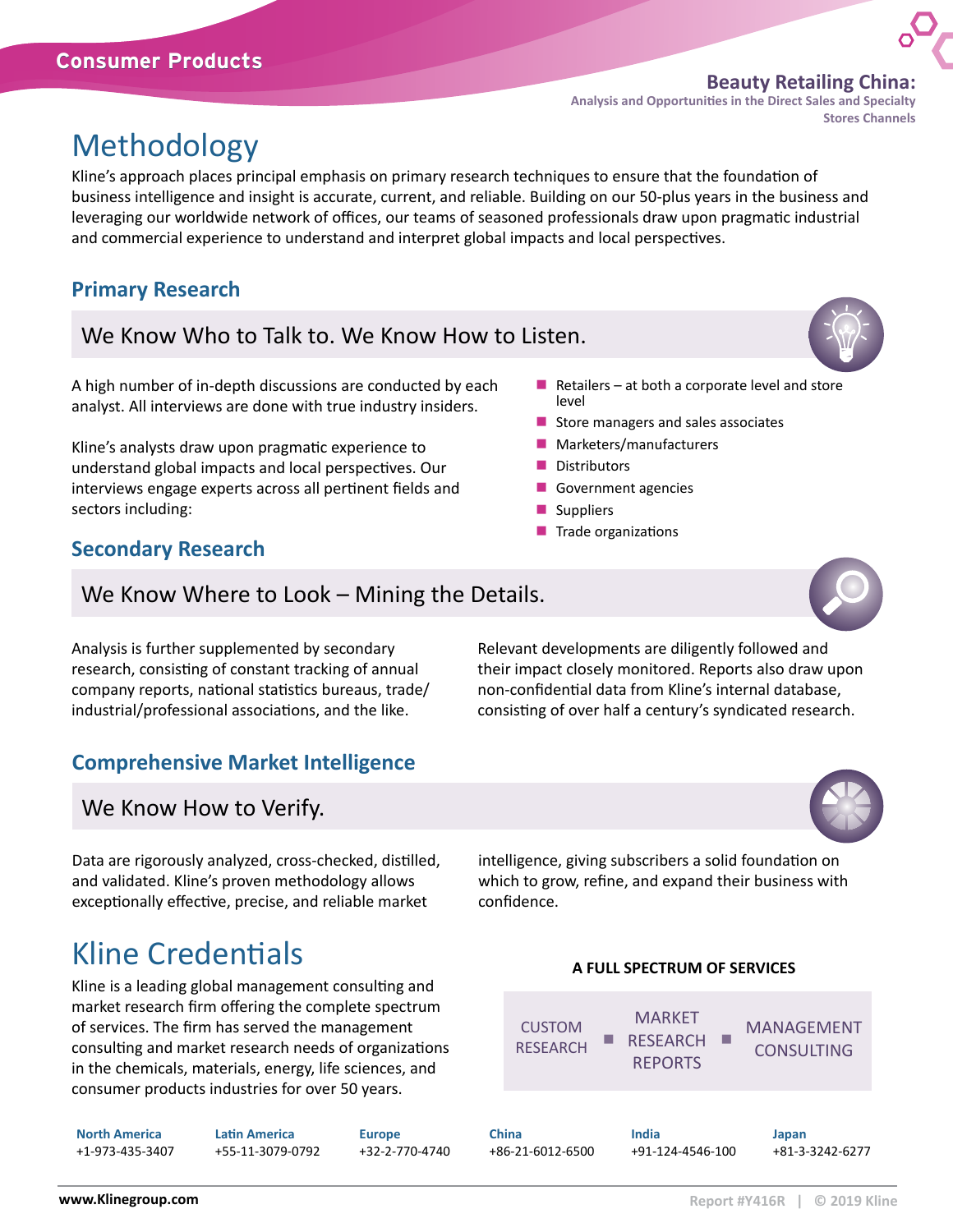# Methodology

Kline's approach places principal emphasis on primary research techniques to ensure that the foundation of business intelligence and insight is accurate, current, and reliable. Building on our 50-plus years in the business and leveraging our worldwide network of offices, our teams of seasoned professionals draw upon pragmatic industrial and commercial experience to understand and interpret global impacts and local perspectives.

## Primary Research

### We Know Who to Talk to. We Know How to Listen.

A high number of in-depth discussions are conducted by each analyst. All interviews are done with true industry insiders.

Kline's analysts draw upon pragmatic experience to understand global impacts and local perspectives. Our interviews engage experts across all pertinent fields and sectors including:

- Retailers – at both a corporate level and store level
- Store managers and sales associates
- Marketers/manufacturers
- Distributors
- Government agencies
- Suppliers
- Trade organizations

## Secondary Research

### We Know Where to Look – Mining the Details.

Analysis is further supplemented by secondary research, consisting of constant tracking of annual company reports, national statistics bureaus, trade/industrial/professional associations, and the like.

Relevant developments are diligently followed and their impact closely monitored. Reports also draw upon non-confidential data from Kline's internal database, consisting of over half a century's syndicated research.

## Comprehensive Market Intelligence

### We Know How to Verify.

Data are rigorously analyzed, cross-checked, distilled, and validated. Kline's proven methodology allows exceptionally effective, precise, and reliable market intelligence, giving subscribers a solid foundation on which to grow, refine, and expand their business with confidence.

# Kline Credentials

Kline is a leading global management consulting and market research firm offering the complete spectrum of services. The firm has served the management consulting and market research needs of organizations in the chemicals, materials, energy, life sciences, and consumer products industries for over 50 years.

**A FULL SPECTRUM OF SERVICES**

CUSTOM RESEARCH ■ MARKET RESEARCH REPORTS ■ MANAGEMENT CONSULTING

| North America | Latin America | Europe | China | India | Japan |
|---|---|---|---|---|---|
| +1-973-435-3407 | +55-11-3079-0792 | +32-2-770-4740 | +86-21-6012-6500 | +91-124-4546-100 | +81-3-3242-6277 |

www.Klinegroup.com

Report #Y416R | © 2019 Kline